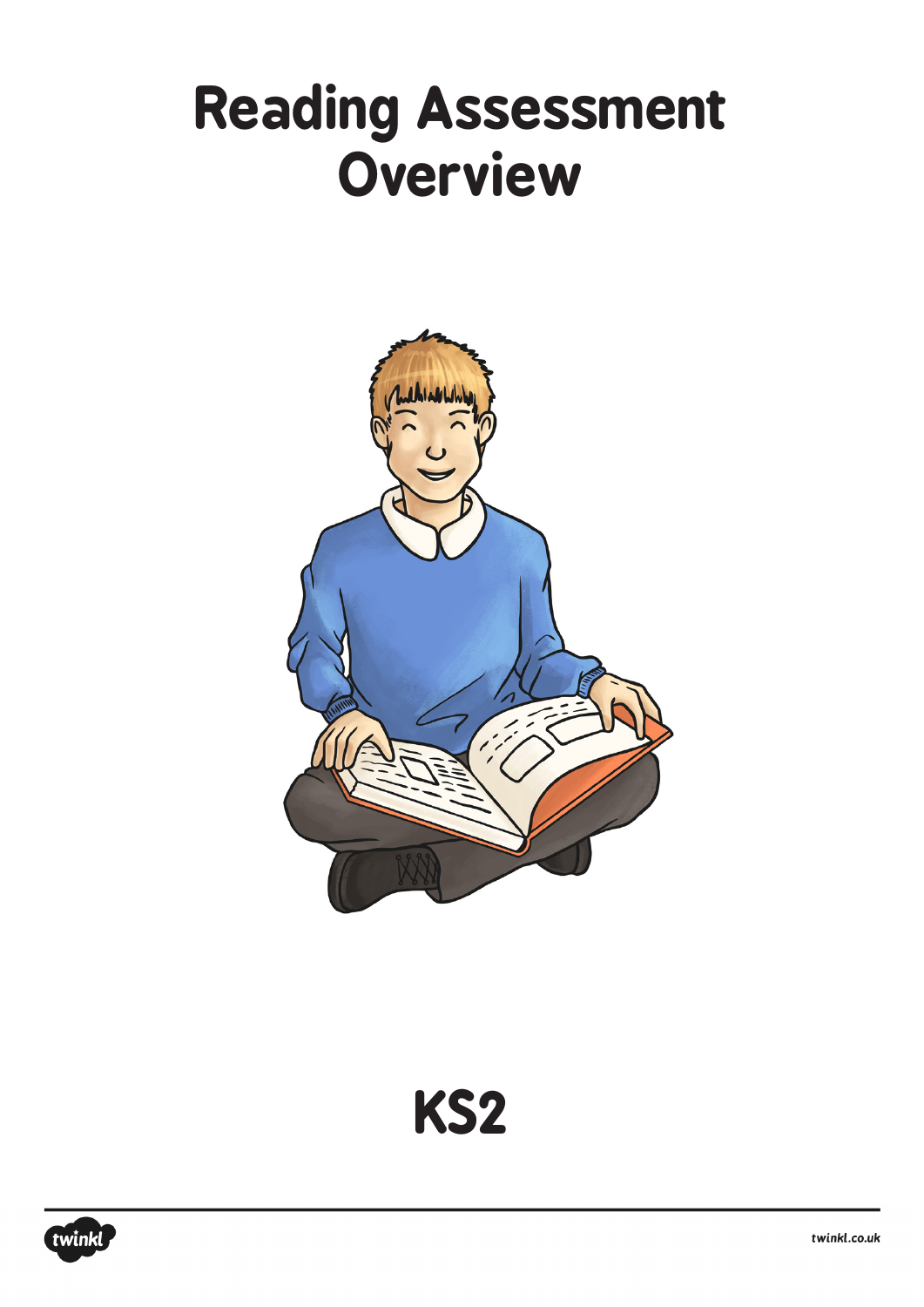# Reading Assessment Overview

KS2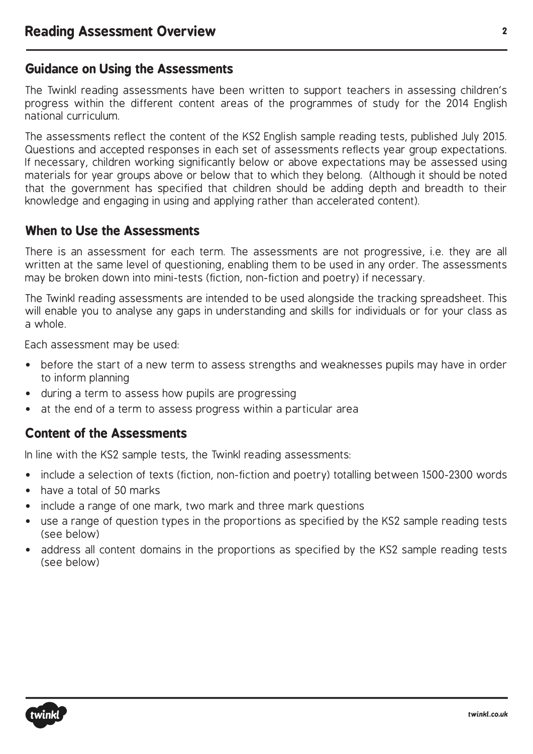# Reading Assessment Overview

## Guidance on Using the Assessments

The Twinkl reading assessments have been written to support teachers in assessing children's progress within the different content areas of the programmes of study for the 2014 English national curriculum.

The assessments reflect the content of the KS2 English sample reading tests, published July 2015. Questions and accepted responses in each set of assessments reflects year group expectations. If necessary, children working significantly below or above expectations may be assessed using materials for year groups above or below that to which they belong. (Although it should be noted that the government has specified that children should be adding depth and breadth to their knowledge and engaging in using and applying rather than accelerated content).

## When to Use the Assessments

There is an assessment for each term. The assessments are not progressive, i.e. they are all written at the same level of questioning, enabling them to be used in any order. The assessments may be broken down into mini-tests (fiction, non-fiction and poetry) if necessary.

The Twinkl reading assessments are intended to be used alongside the tracking spreadsheet. This will enable you to analyse any gaps in understanding and skills for individuals or for your class as a whole.

Each assessment may be used:

- before the start of a new term to assess strengths and weaknesses pupils may have in order to inform planning
- during a term to assess how pupils are progressing
- at the end of a term to assess progress within a particular area

## Content of the Assessments

In line with the KS2 sample tests, the Twinkl reading assessments:

- include a selection of texts (fiction, non-fiction and poetry) totalling between 1500-2300 words
- have a total of 50 marks
- include a range of one mark, two mark and three mark questions
- use a range of question types in the proportions as specified by the KS2 sample reading tests (see below)
- address all content domains in the proportions as specified by the KS2 sample reading tests (see below)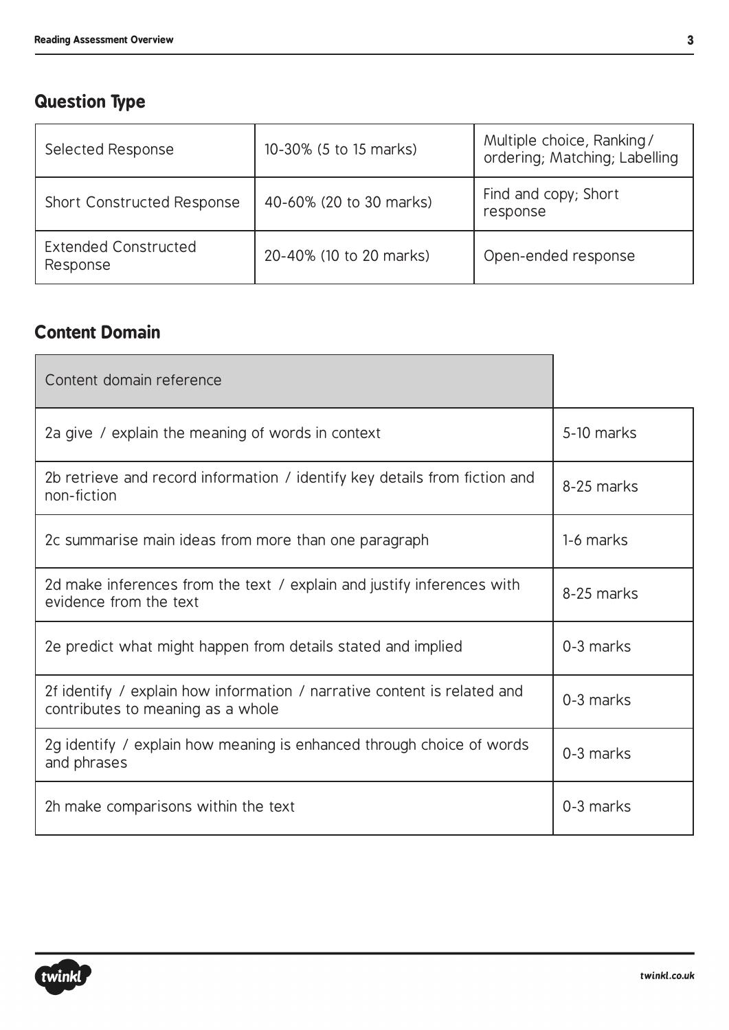## Question Type

| Selected Response | 10-30% (5 to 15 marks) | Multiple choice, Ranking/ ordering; Matching; Labelling |
|---|---|---|
| Short Constructed Response | 40-60% (20 to 30 marks) | Find and copy; Short response |
| Extended Constructed Response | 20-40% (10 to 20 marks) | Open-ended response |

## Content Domain

| Content domain reference | |
|---|---|
| 2a give / explain the meaning of words in context | 5-10 marks |
| 2b retrieve and record information / identify key details from fiction and non-fiction | 8-25 marks |
| 2c summarise main ideas from more than one paragraph | 1-6 marks |
| 2d make inferences from the text / explain and justify inferences with evidence from the text | 8-25 marks |
| 2e predict what might happen from details stated and implied | 0-3 marks |
| 2f identify / explain how information / narrative content is related and contributes to meaning as a whole | 0-3 marks |
| 2g identify / explain how meaning is enhanced through choice of words and phrases | 0-3 marks |
| 2h make comparisons within the text | 0-3 marks |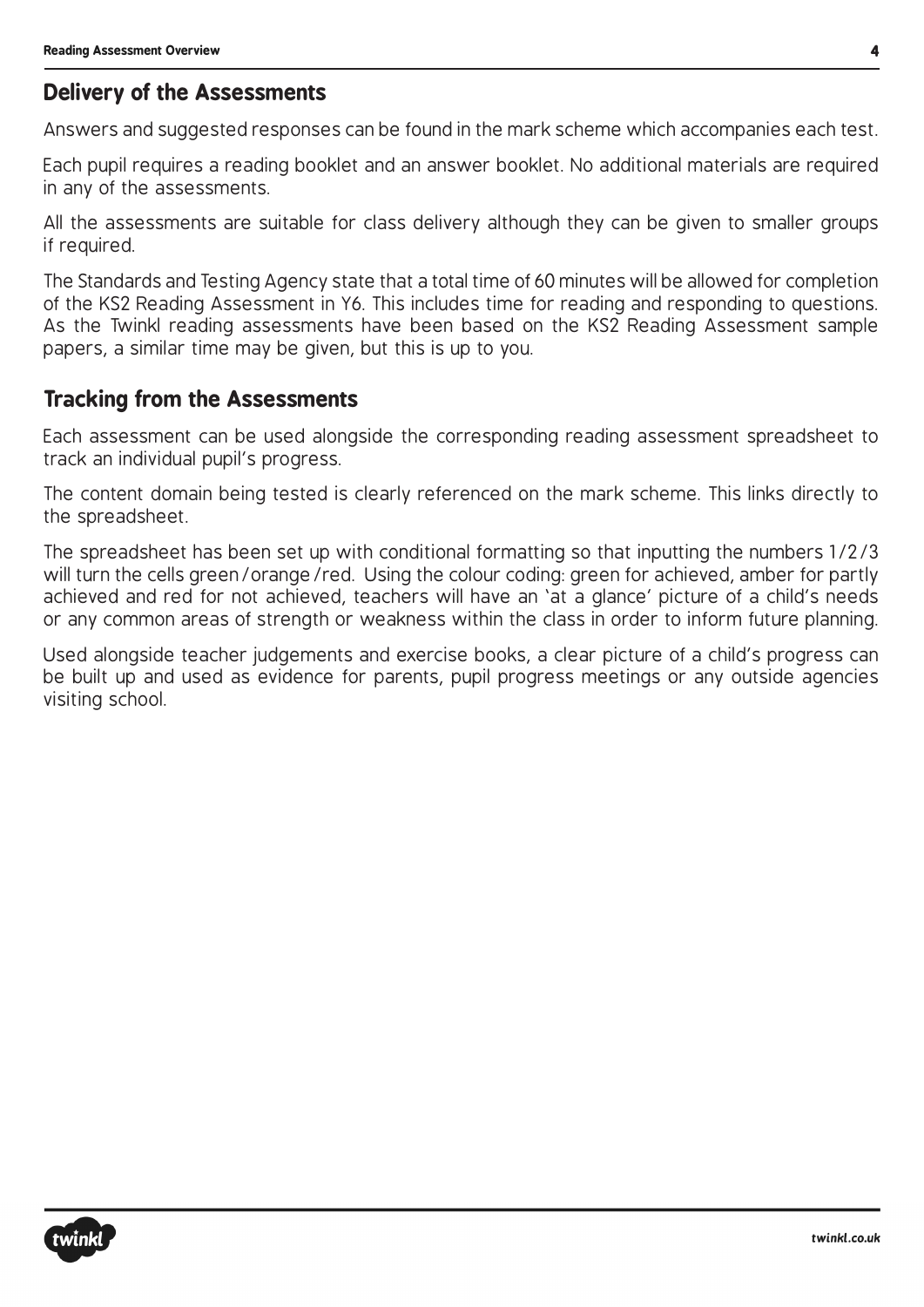## Delivery of the Assessments

Answers and suggested responses can be found in the mark scheme which accompanies each test.

Each pupil requires a reading booklet and an answer booklet. No additional materials are required in any of the assessments.

All the assessments are suitable for class delivery although they can be given to smaller groups if required.

The Standards and Testing Agency state that a total time of 60 minutes will be allowed for completion of the KS2 Reading Assessment in Y6. This includes time for reading and responding to questions. As the Twinkl reading assessments have been based on the KS2 Reading Assessment sample papers, a similar time may be given, but this is up to you.

## Tracking from the Assessments

Each assessment can be used alongside the corresponding reading assessment spreadsheet to track an individual pupil's progress.

The content domain being tested is clearly referenced on the mark scheme. This links directly to the spreadsheet.

The spreadsheet has been set up with conditional formatting so that inputting the numbers 1/2/3 will turn the cells green/orange/red. Using the colour coding: green for achieved, amber for partly achieved and red for not achieved, teachers will have an 'at a glance' picture of a child's needs or any common areas of strength or weakness within the class in order to inform future planning.

Used alongside teacher judgements and exercise books, a clear picture of a child's progress can be built up and used as evidence for parents, pupil progress meetings or any outside agencies visiting school.